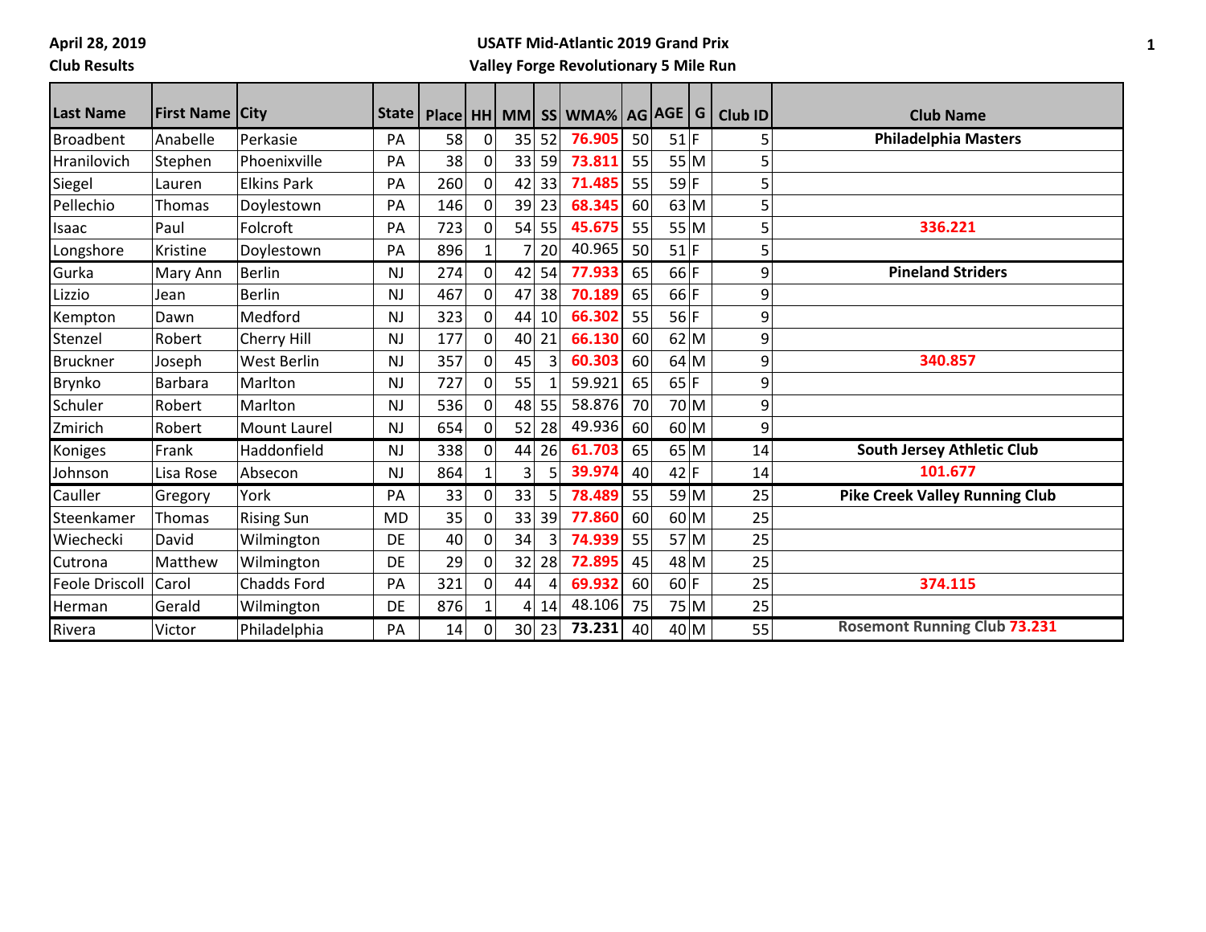**April 28, 2019**
**Club Results**

**USATF Mid-Atlantic 2019 Grand Prix**
**Valley Forge Revolutionary 5 Mile Run**

| Last Name | First Name | City | State | Place | HH | MM | SS | WMA% | AG | AGE | G | Club ID | Club Name |
|---|---|---|---|---|---|---|---|---|---|---|---|---|---|
| Broadbent | Anabelle | Perkasie | PA | 58 | 0 | 35 | 52 | **76.905** | 50 | 51 | F | 5 | **Philadelphia Masters** |
| Hranilovich | Stephen | Phoenixville | PA | 38 | 0 | 33 | 59 | **73.811** | 55 | 55 | M | 5 | |
| Siegel | Lauren | Elkins Park | PA | 260 | 0 | 42 | 33 | **71.485** | 55 | 59 | F | 5 | |
| Pellechio | Thomas | Doylestown | PA | 146 | 0 | 39 | 23 | **68.345** | 60 | 63 | M | 5 | |
| Isaac | Paul | Folcroft | PA | 723 | 0 | 54 | 55 | **45.675** | 55 | 55 | M | 5 | **336.221** |
| Longshore | Kristine | Doylestown | PA | 896 | 1 | 7 | 20 | 40.965 | 50 | 51 | F | 5 | |
| Gurka | Mary Ann | Berlin | NJ | 274 | 0 | 42 | 54 | **77.933** | 65 | 66 | F | 9 | **Pineland Striders** |
| Lizzio | Jean | Berlin | NJ | 467 | 0 | 47 | 38 | **70.189** | 65 | 66 | F | 9 | |
| Kempton | Dawn | Medford | NJ | 323 | 0 | 44 | 10 | **66.302** | 55 | 56 | F | 9 | |
| Stenzel | Robert | Cherry Hill | NJ | 177 | 0 | 40 | 21 | **66.130** | 60 | 62 | M | 9 | |
| Bruckner | Joseph | West Berlin | NJ | 357 | 0 | 45 | 3 | **60.303** | 60 | 64 | M | 9 | **340.857** |
| Brynko | Barbara | Marlton | NJ | 727 | 0 | 55 | 1 | 59.921 | 65 | 65 | F | 9 | |
| Schuler | Robert | Marlton | NJ | 536 | 0 | 48 | 55 | 58.876 | 70 | 70 | M | 9 | |
| Zmirich | Robert | Mount Laurel | NJ | 654 | 0 | 52 | 28 | 49.936 | 60 | 60 | M | 9 | |
| Koniges | Frank | Haddonfield | NJ | 338 | 0 | 44 | 26 | **61.703** | 65 | 65 | M | 14 | **South Jersey Athletic Club** |
| Johnson | Lisa Rose | Absecon | NJ | 864 | 1 | 3 | 5 | **39.974** | 40 | 42 | F | 14 | **101.677** |
| Cauller | Gregory | York | PA | 33 | 0 | 33 | 5 | **78.489** | 55 | 59 | M | 25 | **Pike Creek Valley Running Club** |
| Steenkamer | Thomas | Rising Sun | MD | 35 | 0 | 33 | 39 | **77.860** | 60 | 60 | M | 25 | |
| Wiechecki | David | Wilmington | DE | 40 | 0 | 34 | 3 | **74.939** | 55 | 57 | M | 25 | |
| Cutrona | Matthew | Wilmington | DE | 29 | 0 | 32 | 28 | **72.895** | 45 | 48 | M | 25 | |
| Feole Driscoll | Carol | Chadds Ford | PA | 321 | 0 | 44 | 4 | **69.932** | 60 | 60 | F | 25 | **374.115** |
| Herman | Gerald | Wilmington | DE | 876 | 1 | 4 | 14 | 48.106 | 75 | 75 | M | 25 | |
| Rivera | Victor | Philadelphia | PA | 14 | 0 | 30 | 23 | **73.231** | 40 | 40 | M | 55 | **Rosemont Running Club 73.231** |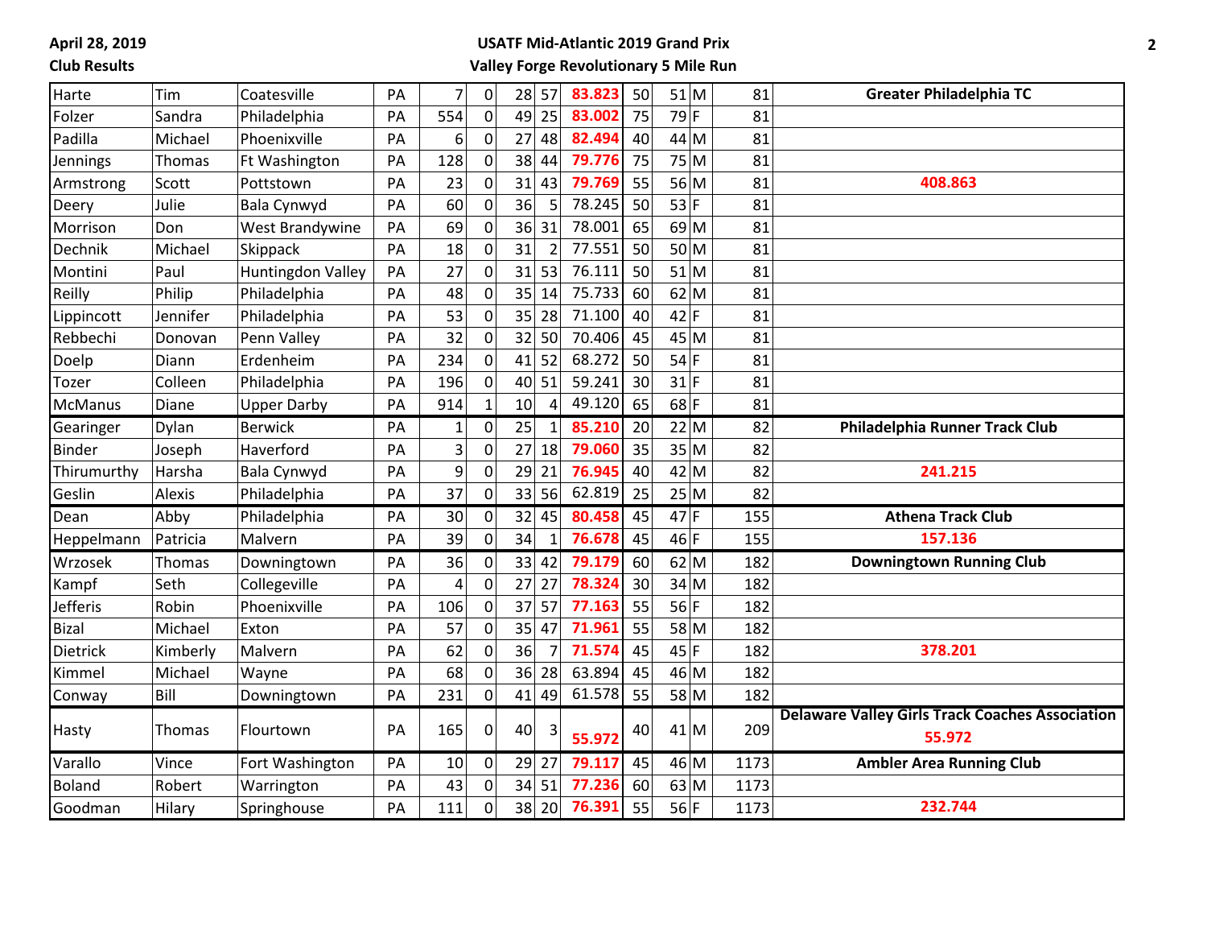April 28, 2019

Club Results

## USATF Mid-Atlantic 2019 Grand Prix

## Valley Forge Revolutionary 5 Mile Run

| Last Name | First Name | City | State | Place | | | | Score | Age Group | Age | Sex | Club # | Club |
|---|---|---|---|---|---|---|---|---|---|---|---|---|---|
| Harte | Tim | Coatesville | PA | 7 | 0 | 28 | 57 | **83.823** | 50 | 51 | M | 81 | **Greater Philadelphia TC** |
| Folzer | Sandra | Philadelphia | PA | 554 | 0 | 49 | 25 | **83.002** | 75 | 79 | F | 81 | |
| Padilla | Michael | Phoenixville | PA | 6 | 0 | 27 | 48 | **82.494** | 40 | 44 | M | 81 | |
| Jennings | Thomas | Ft Washington | PA | 128 | 0 | 38 | 44 | **79.776** | 75 | 75 | M | 81 | |
| Armstrong | Scott | Pottstown | PA | 23 | 0 | 31 | 43 | **79.769** | 55 | 56 | M | 81 | **408.863** |
| Deery | Julie | Bala Cynwyd | PA | 60 | 0 | 36 | 5 | 78.245 | 50 | 53 | F | 81 | |
| Morrison | Don | West Brandywine | PA | 69 | 0 | 36 | 31 | 78.001 | 65 | 69 | M | 81 | |
| Dechnik | Michael | Skippack | PA | 18 | 0 | 31 | 2 | 77.551 | 50 | 50 | M | 81 | |
| Montini | Paul | Huntingdon Valley | PA | 27 | 0 | 31 | 53 | 76.111 | 50 | 51 | M | 81 | |
| Reilly | Philip | Philadelphia | PA | 48 | 0 | 35 | 14 | 75.733 | 60 | 62 | M | 81 | |
| Lippincott | Jennifer | Philadelphia | PA | 53 | 0 | 35 | 28 | 71.100 | 40 | 42 | F | 81 | |
| Rebbechi | Donovan | Penn Valley | PA | 32 | 0 | 32 | 50 | 70.406 | 45 | 45 | M | 81 | |
| Doelp | Diann | Erdenheim | PA | 234 | 0 | 41 | 52 | 68.272 | 50 | 54 | F | 81 | |
| Tozer | Colleen | Philadelphia | PA | 196 | 0 | 40 | 51 | 59.241 | 30 | 31 | F | 81 | |
| McManus | Diane | Upper Darby | PA | 914 | 1 | 10 | 4 | 49.120 | 65 | 68 | F | 81 | |
| Gearinger | Dylan | Berwick | PA | 1 | 0 | 25 | 1 | **85.210** | 20 | 22 | M | 82 | **Philadelphia Runner Track Club** |
| Binder | Joseph | Haverford | PA | 3 | 0 | 27 | 18 | **79.060** | 35 | 35 | M | 82 | |
| Thirumurthy | Harsha | Bala Cynwyd | PA | 9 | 0 | 29 | 21 | **76.945** | 40 | 42 | M | 82 | **241.215** |
| Geslin | Alexis | Philadelphia | PA | 37 | 0 | 33 | 56 | 62.819 | 25 | 25 | M | 82 | |
| Dean | Abby | Philadelphia | PA | 30 | 0 | 32 | 45 | **80.458** | 45 | 47 | F | 155 | **Athena Track Club** |
| Heppelmann | Patricia | Malvern | PA | 39 | 0 | 34 | 1 | **76.678** | 45 | 46 | F | 155 | **157.136** |
| Wrzosek | Thomas | Downingtown | PA | 36 | 0 | 33 | 42 | **79.179** | 60 | 62 | M | 182 | **Downingtown Running Club** |
| Kampf | Seth | Collegeville | PA | 4 | 0 | 27 | 27 | **78.324** | 30 | 34 | M | 182 | |
| Jefferis | Robin | Phoenixville | PA | 106 | 0 | 37 | 57 | **77.163** | 55 | 56 | F | 182 | |
| Bizal | Michael | Exton | PA | 57 | 0 | 35 | 47 | **71.961** | 55 | 58 | M | 182 | |
| Dietrick | Kimberly | Malvern | PA | 62 | 0 | 36 | 7 | **71.574** | 45 | 45 | F | 182 | **378.201** |
| Kimmel | Michael | Wayne | PA | 68 | 0 | 36 | 28 | 63.894 | 45 | 46 | M | 182 | |
| Conway | Bill | Downingtown | PA | 231 | 0 | 41 | 49 | 61.578 | 55 | 58 | M | 182 | |
| Hasty | Thomas | Flourtown | PA | 165 | 0 | 40 | 3 | **55.972** | 40 | 41 | M | 209 | **Delaware Valley Girls Track Coaches Association** **55.972** |
| Varallo | Vince | Fort Washington | PA | 10 | 0 | 29 | 27 | **79.117** | 45 | 46 | M | 1173 | **Ambler Area Running Club** |
| Boland | Robert | Warrington | PA | 43 | 0 | 34 | 51 | **77.236** | 60 | 63 | M | 1173 | |
| Goodman | Hilary | Springhouse | PA | 111 | 0 | 38 | 20 | **76.391** | 55 | 56 | F | 1173 | **232.744** |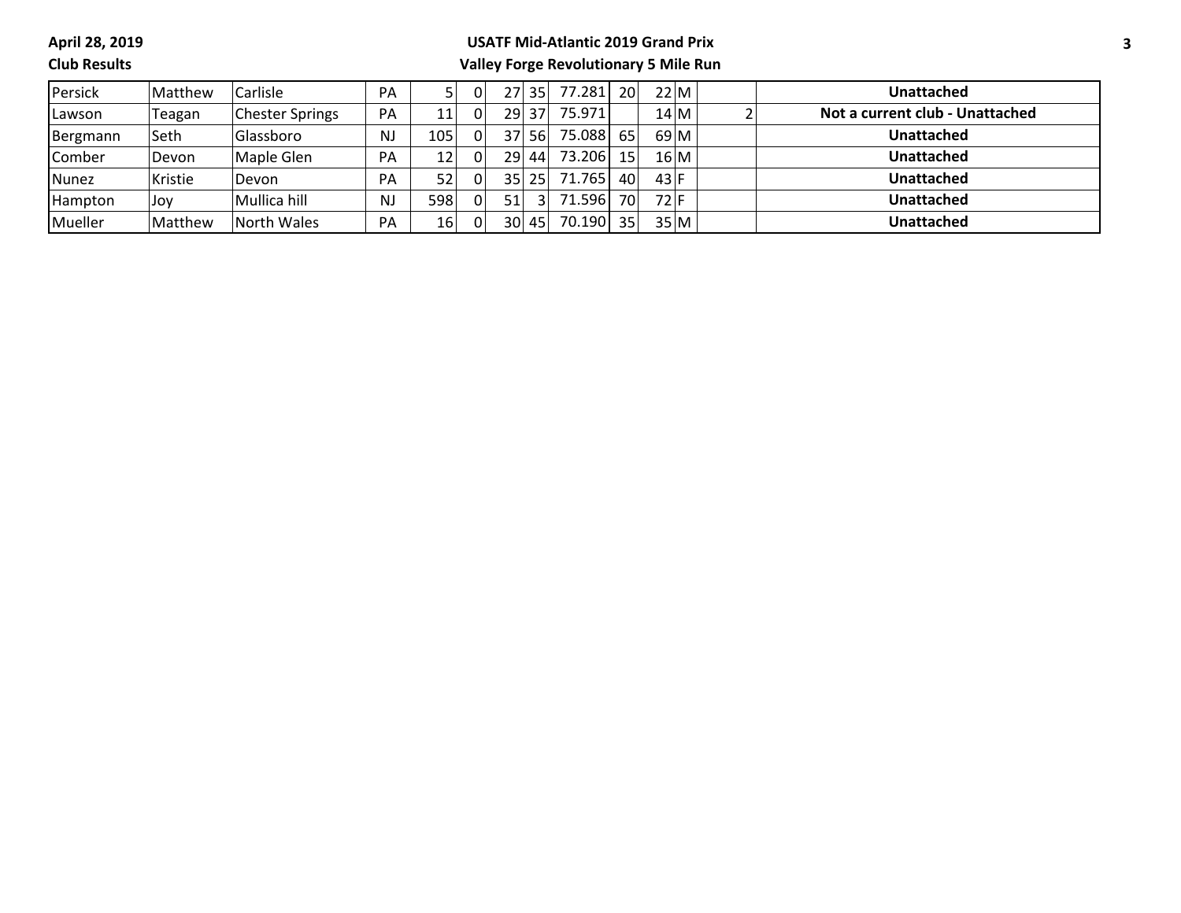| | | | | | | | | | | | | | |
|---|---|---|---|---|---|---|---|---|---|---|---|---|---|
| Persick | Matthew | Carlisle | PA | 5 | 0 | 27 | 35 | 77.281 | 20 | 22 | M | | **Unattached** |
| Lawson | Teagan | Chester Springs | PA | 11 | 0 | 29 | 37 | 75.971 | | 14 | M | 2 | **Not a current club - Unattached** |
| Bergmann | Seth | Glassboro | NJ | 105 | 0 | 37 | 56 | 75.088 | 65 | 69 | M | | **Unattached** |
| Comber | Devon | Maple Glen | PA | 12 | 0 | 29 | 44 | 73.206 | 15 | 16 | M | | **Unattached** |
| Nunez | Kristie | Devon | PA | 52 | 0 | 35 | 25 | 71.765 | 40 | 43 | F | | **Unattached** |
| Hampton | Joy | Mullica hill | NJ | 598 | 0 | 51 | 3 | 71.596 | 70 | 72 | F | | **Unattached** |
| Mueller | Matthew | North Wales | PA | 16 | 0 | 30 | 45 | 70.190 | 35 | 35 | M | | **Unattached** |